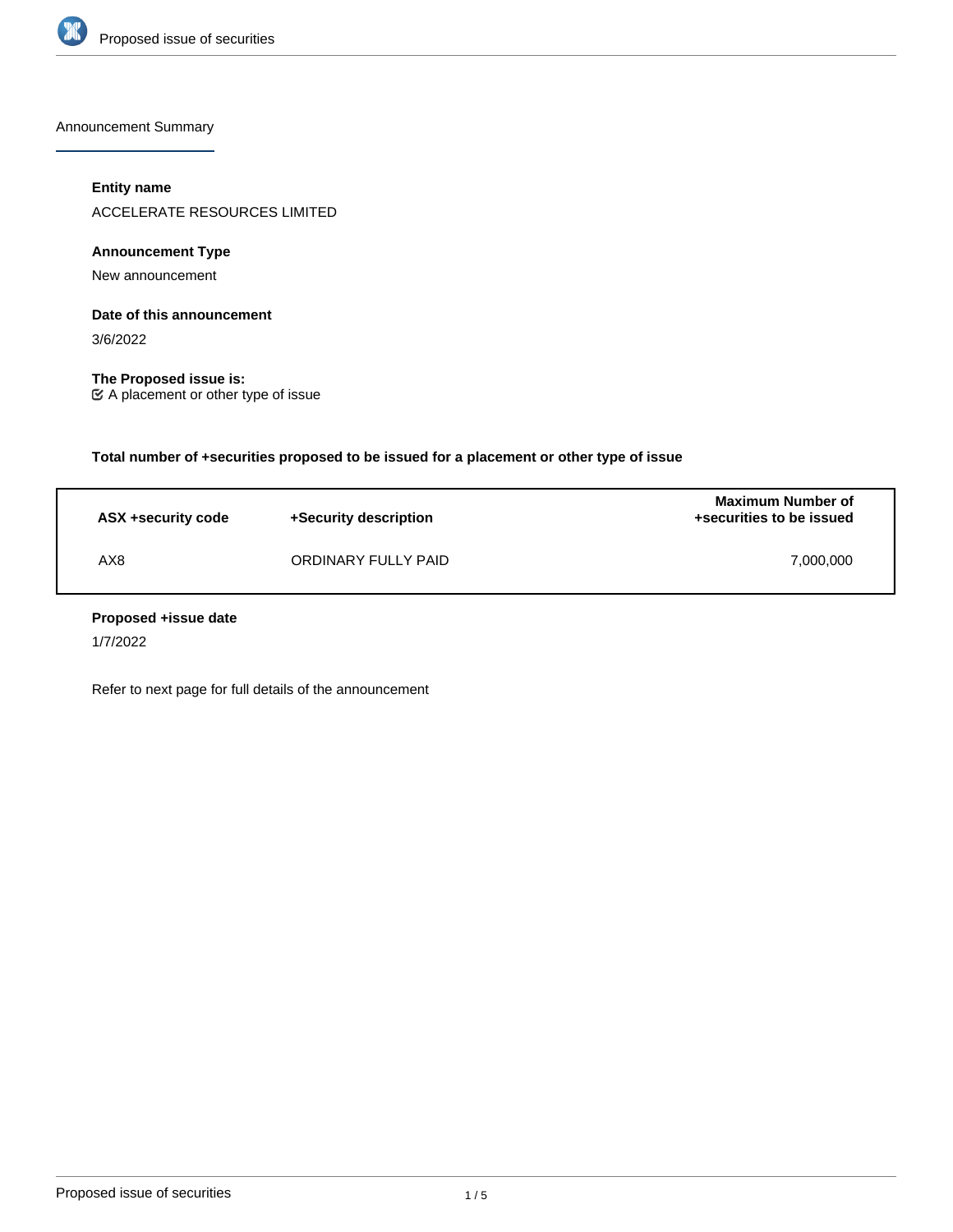## Announcement Summary

### Entity name

ACCELERATE RESOURCES LIMITED

### Announcement Type

New announcement

### Date of this announcement

3/6/2022

### The Proposed issue is:

☑ A placement or other type of issue

### Total number of +securities proposed to be issued for a placement or other type of issue

| ASX +security code | +Security description | Maximum Number of +securities to be issued |
|---|---|---|
| AX8 | ORDINARY FULLY PAID | 7,000,000 |

### Proposed +issue date

1/7/2022

Refer to next page for full details of the announcement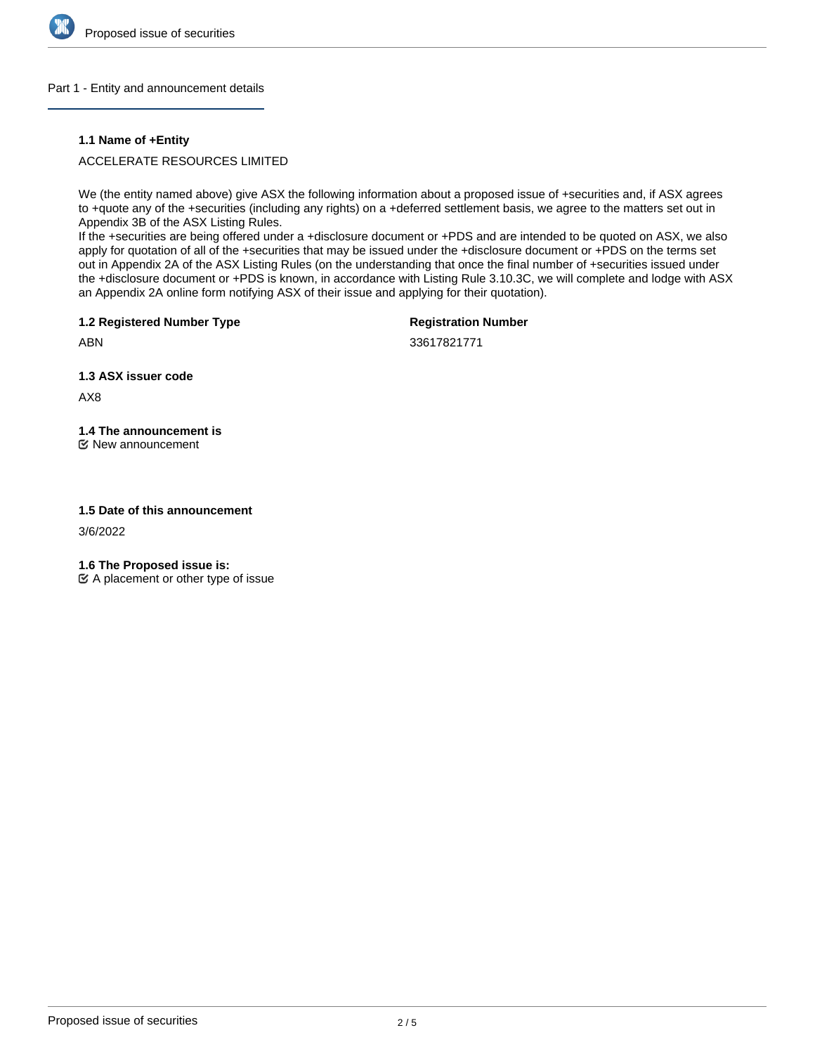## Part 1 - Entity and announcement details

### 1.1 Name of +Entity

ACCELERATE RESOURCES LIMITED

We (the entity named above) give ASX the following information about a proposed issue of +securities and, if ASX agrees to +quote any of the +securities (including any rights) on a +deferred settlement basis, we agree to the matters set out in Appendix 3B of the ASX Listing Rules.
If the +securities are being offered under a +disclosure document or +PDS and are intended to be quoted on ASX, we also apply for quotation of all of the +securities that may be issued under the +disclosure document or +PDS on the terms set out in Appendix 2A of the ASX Listing Rules (on the understanding that once the final number of +securities issued under the +disclosure document or +PDS is known, in accordance with Listing Rule 3.10.3C, we will complete and lodge with ASX an Appendix 2A online form notifying ASX of their issue and applying for their quotation).

| **1.2 Registered Number Type** | **Registration Number** |
|---|---|
| ABN | 33617821771 |

### 1.3 ASX issuer code

AX8

### 1.4 The announcement is

☑ New announcement

### 1.5 Date of this announcement

3/6/2022

### 1.6 The Proposed issue is:

☑ A placement or other type of issue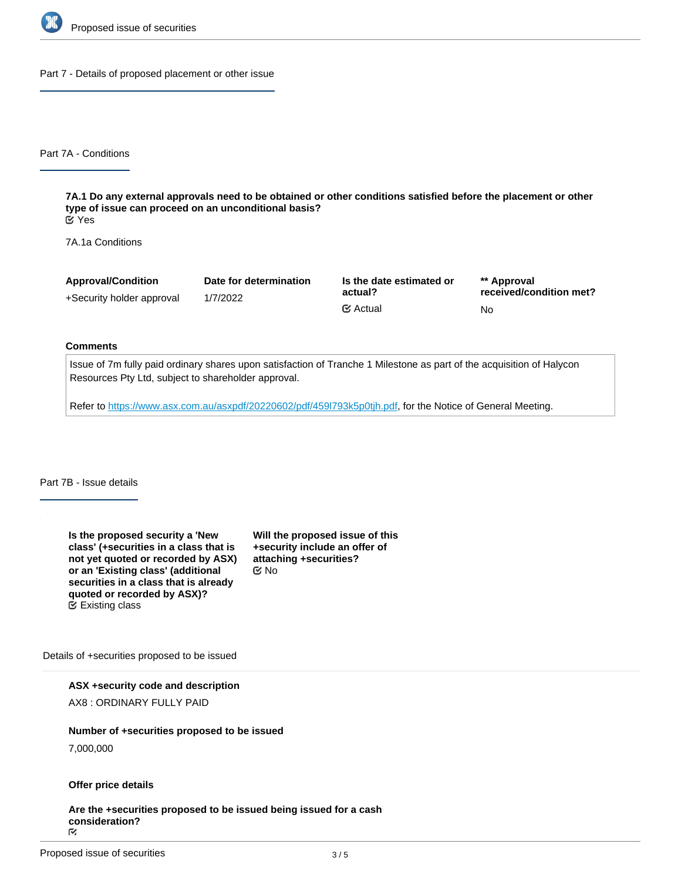## Part 7 - Details of proposed placement or other issue

### Part 7A - Conditions

**7A.1 Do any external approvals need to be obtained or other conditions satisfied before the placement or other type of issue can proceed on an unconditional basis?**
Yes

7A.1a Conditions

| Approval/Condition | Date for determination | Is the date estimated or actual? | ** Approval received/condition met? |
|---|---|---|---|
| +Security holder approval | 1/7/2022 | Actual | No |

**Comments**

Issue of 7m fully paid ordinary shares upon satisfaction of Tranche 1 Milestone as part of the acquisition of Halycon Resources Pty Ltd, subject to shareholder approval.

Refer to https://www.asx.com.au/asxpdf/20220602/pdf/459l793k5p0tjh.pdf, for the Notice of General Meeting.

### Part 7B - Issue details

**Is the proposed security a 'New class' (+securities in a class that is not yet quoted or recorded by ASX) or an 'Existing class' (additional securities in a class that is already quoted or recorded by ASX)?**
Existing class

**Will the proposed issue of this +security include an offer of attaching +securities?**
No

Details of +securities proposed to be issued

**ASX +security code and description**
AX8 : ORDINARY FULLY PAID

**Number of +securities proposed to be issued**
7,000,000

**Offer price details**

**Are the +securities proposed to be issued being issued for a cash consideration?**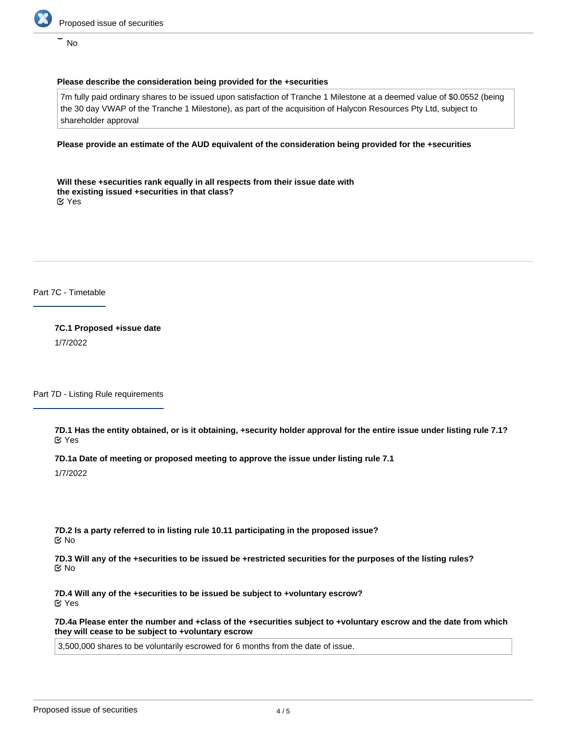No

**Please describe the consideration being provided for the +securities**

7m fully paid ordinary shares to be issued upon satisfaction of Tranche 1 Milestone at a deemed value of $0.0552 (being the 30 day VWAP of the Tranche 1 Milestone), as part of the acquisition of Halycon Resources Pty Ltd, subject to shareholder approval

**Please provide an estimate of the AUD equivalent of the consideration being provided for the +securities**

**Will these +securities rank equally in all respects from their issue date with the existing issued +securities in that class?**

Yes

## Part 7C - Timetable

**7C.1 Proposed +issue date**

1/7/2022

## Part 7D - Listing Rule requirements

**7D.1 Has the entity obtained, or is it obtaining, +security holder approval for the entire issue under listing rule 7.1?**

Yes

**7D.1a Date of meeting or proposed meeting to approve the issue under listing rule 7.1**

1/7/2022

**7D.2 Is a party referred to in listing rule 10.11 participating in the proposed issue?**

No

**7D.3 Will any of the +securities to be issued be +restricted securities for the purposes of the listing rules?**

No

**7D.4 Will any of the +securities to be issued be subject to +voluntary escrow?**

Yes

**7D.4a Please enter the number and +class of the +securities subject to +voluntary escrow and the date from which they will cease to be subject to +voluntary escrow**

3,500,000 shares to be voluntarily escrowed for 6 months from the date of issue.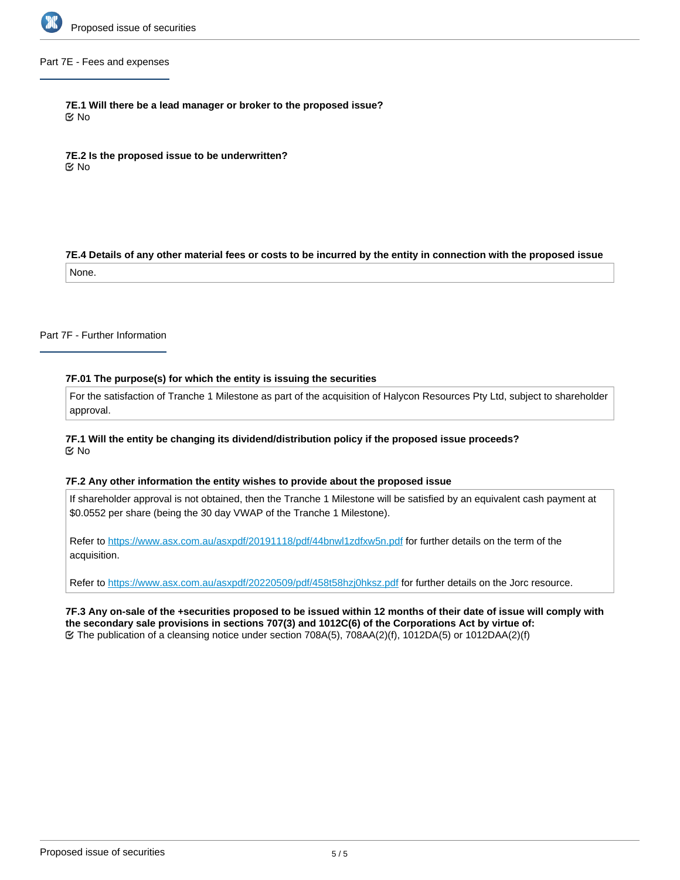## Part 7E - Fees and expenses

**7E.1 Will there be a lead manager or broker to the proposed issue?**
☑ No

**7E.2 Is the proposed issue to be underwritten?**
☑ No

**7E.4 Details of any other material fees or costs to be incurred by the entity in connection with the proposed issue**

None.

## Part 7F - Further Information

**7F.01 The purpose(s) for which the entity is issuing the securities**

For the satisfaction of Tranche 1 Milestone as part of the acquisition of Halycon Resources Pty Ltd, subject to shareholder approval.

**7F.1 Will the entity be changing its dividend/distribution policy if the proposed issue proceeds?**
☑ No

**7F.2 Any other information the entity wishes to provide about the proposed issue**

If shareholder approval is not obtained, then the Tranche 1 Milestone will be satisfied by an equivalent cash payment at $0.0552 per share (being the 30 day VWAP of the Tranche 1 Milestone).

Refer to https://www.asx.com.au/asxpdf/20191118/pdf/44bnwl1zdfxw5n.pdf for further details on the term of the acquisition.

Refer to https://www.asx.com.au/asxpdf/20220509/pdf/458t58hzj0hksz.pdf for further details on the Jorc resource.

**7F.3 Any on-sale of the +securities proposed to be issued within 12 months of their date of issue will comply with the secondary sale provisions in sections 707(3) and 1012C(6) of the Corporations Act by virtue of:**
☑ The publication of a cleansing notice under section 708A(5), 708AA(2)(f), 1012DA(5) or 1012DAA(2)(f)